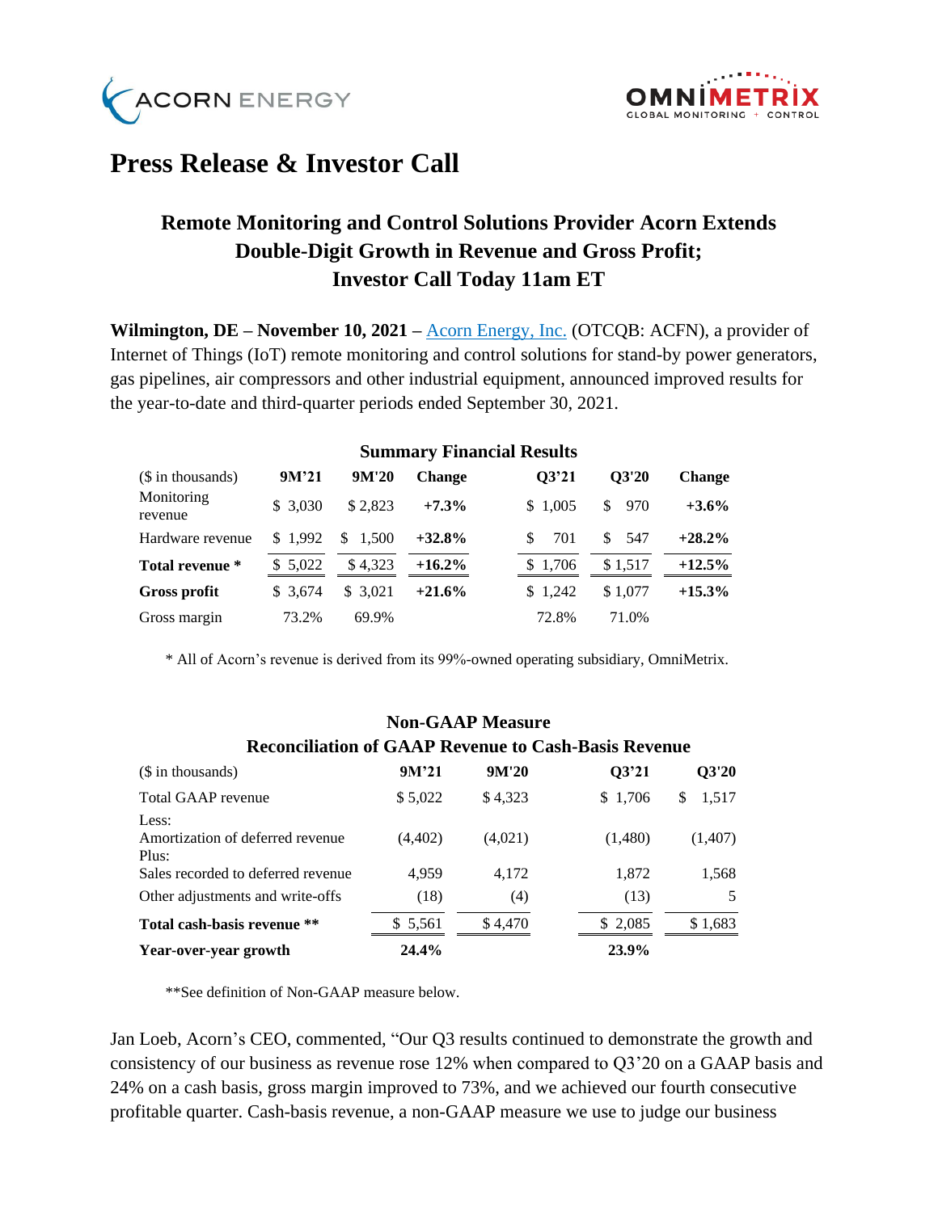# Press Release & Investor Call

## Remote Monitoring and Control Solutions Provider Acorn Extends Double-Digit Growth in Revenue and Gross Profit; Investor Call Today 11am ET

**Wilmington, DE – November 10, 2021 –** Acorn Energy, Inc. (OTCQB: ACFN), a provider of Internet of Things (IoT) remote monitoring and control solutions for stand-by power generators, gas pipelines, air compressors and other industrial equipment, announced improved results for the year-to-date and third-quarter periods ended September 30, 2021.

**Summary Financial Results**

| ($ in thousands) | 9M'21 | 9M'20 | Change | Q3'21 | Q3'20 | Change |
|---|---|---|---|---|---|---|
| Monitoring revenue | $ 3,030 | $ 2,823 | **+7.3%** | $ 1,005 | $ 970 | **+3.6%** |
| Hardware revenue | $ 1,992 | $ 1,500 | **+32.8%** | $ 701 | $ 547 | **+28.2%** |
| **Total revenue \*** | $ 5,022 | $ 4,323 | **+16.2%** | $ 1,706 | $ 1,517 | **+12.5%** |
| **Gross profit** | $ 3,674 | $ 3,021 | **+21.6%** | $ 1,242 | $ 1,077 | **+15.3%** |
| Gross margin | 73.2% | 69.9% | | 72.8% | 71.0% | |

\* All of Acorn's revenue is derived from its 99%-owned operating subsidiary, OmniMetrix.

**Non-GAAP Measure**
**Reconciliation of GAAP Revenue to Cash-Basis Revenue**

| ($ in thousands) | 9M'21 | 9M'20 | Q3'21 | Q3'20 |
|---|---|---|---|---|
| Total GAAP revenue | $ 5,022 | $ 4,323 | $ 1,706 | $ 1,517 |
| Less: | | | | |
| Amortization of deferred revenue | (4,402) | (4,021) | (1,480) | (1,407) |
| Plus: | | | | |
| Sales recorded to deferred revenue | 4,959 | 4,172 | 1,872 | 1,568 |
| Other adjustments and write-offs | (18) | (4) | (13) | 5 |
| **Total cash-basis revenue \*\*** | $ 5,561 | $ 4,470 | $ 2,085 | $ 1,683 |
| **Year-over-year growth** | **24.4%** | | **23.9%** | |

\*\*See definition of Non-GAAP measure below.

Jan Loeb, Acorn's CEO, commented, "Our Q3 results continued to demonstrate the growth and consistency of our business as revenue rose 12% when compared to Q3'20 on a GAAP basis and 24% on a cash basis, gross margin improved to 73%, and we achieved our fourth consecutive profitable quarter. Cash-basis revenue, a non-GAAP measure we use to judge our business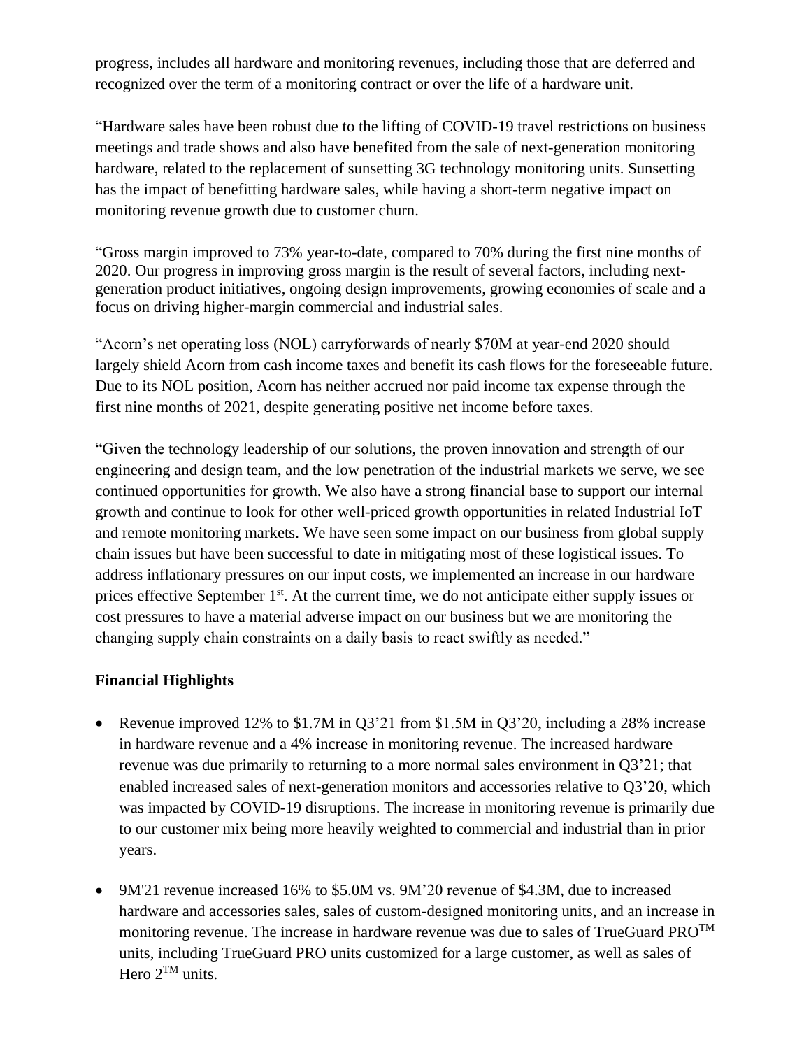progress, includes all hardware and monitoring revenues, including those that are deferred and recognized over the term of a monitoring contract or over the life of a hardware unit.

"Hardware sales have been robust due to the lifting of COVID-19 travel restrictions on business meetings and trade shows and also have benefited from the sale of next-generation monitoring hardware, related to the replacement of sunsetting 3G technology monitoring units. Sunsetting has the impact of benefitting hardware sales, while having a short-term negative impact on monitoring revenue growth due to customer churn.

"Gross margin improved to 73% year-to-date, compared to 70% during the first nine months of 2020. Our progress in improving gross margin is the result of several factors, including next-generation product initiatives, ongoing design improvements, growing economies of scale and a focus on driving higher-margin commercial and industrial sales.

"Acorn's net operating loss (NOL) carryforwards of nearly $70M at year-end 2020 should largely shield Acorn from cash income taxes and benefit its cash flows for the foreseeable future. Due to its NOL position, Acorn has neither accrued nor paid income tax expense through the first nine months of 2021, despite generating positive net income before taxes.

"Given the technology leadership of our solutions, the proven innovation and strength of our engineering and design team, and the low penetration of the industrial markets we serve, we see continued opportunities for growth. We also have a strong financial base to support our internal growth and continue to look for other well-priced growth opportunities in related Industrial IoT and remote monitoring markets. We have seen some impact on our business from global supply chain issues but have been successful to date in mitigating most of these logistical issues. To address inflationary pressures on our input costs, we implemented an increase in our hardware prices effective September 1st. At the current time, we do not anticipate either supply issues or cost pressures to have a material adverse impact on our business but we are monitoring the changing supply chain constraints on a daily basis to react swiftly as needed."

**Financial Highlights**

- Revenue improved 12% to $1.7M in Q3'21 from $1.5M in Q3'20, including a 28% increase in hardware revenue and a 4% increase in monitoring revenue. The increased hardware revenue was due primarily to returning to a more normal sales environment in Q3'21; that enabled increased sales of next-generation monitors and accessories relative to Q3'20, which was impacted by COVID-19 disruptions. The increase in monitoring revenue is primarily due to our customer mix being more heavily weighted to commercial and industrial than in prior years.

- 9M'21 revenue increased 16% to $5.0M vs. 9M'20 revenue of $4.3M, due to increased hardware and accessories sales, sales of custom-designed monitoring units, and an increase in monitoring revenue. The increase in hardware revenue was due to sales of TrueGuard PRO™ units, including TrueGuard PRO units customized for a large customer, as well as sales of Hero 2™ units.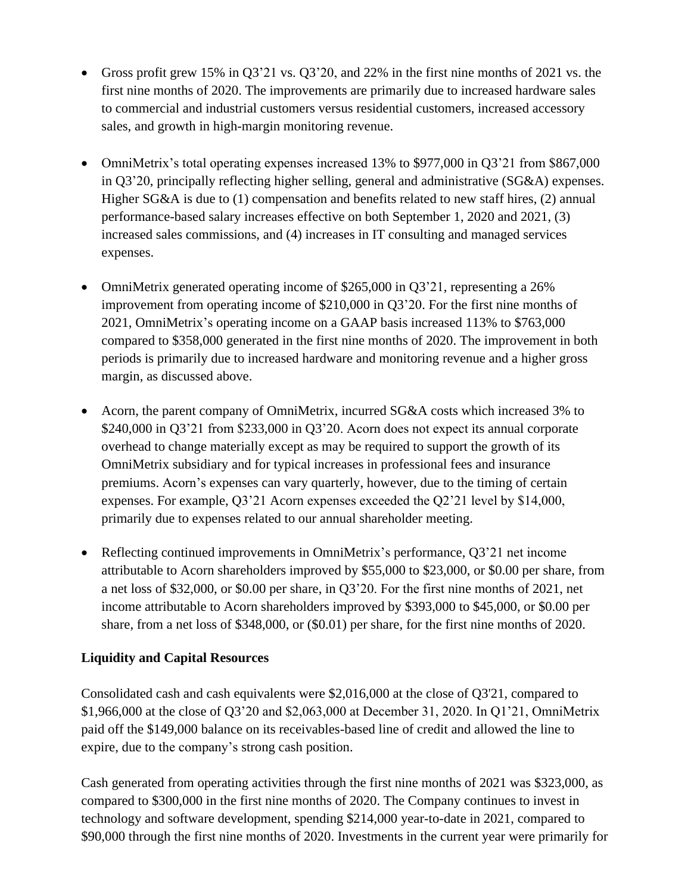- Gross profit grew 15% in Q3'21 vs. Q3'20, and 22% in the first nine months of 2021 vs. the first nine months of 2020. The improvements are primarily due to increased hardware sales to commercial and industrial customers versus residential customers, increased accessory sales, and growth in high-margin monitoring revenue.

- OmniMetrix's total operating expenses increased 13% to $977,000 in Q3'21 from $867,000 in Q3'20, principally reflecting higher selling, general and administrative (SG&A) expenses. Higher SG&A is due to (1) compensation and benefits related to new staff hires, (2) annual performance-based salary increases effective on both September 1, 2020 and 2021, (3) increased sales commissions, and (4) increases in IT consulting and managed services expenses.

- OmniMetrix generated operating income of $265,000 in Q3'21, representing a 26% improvement from operating income of $210,000 in Q3'20. For the first nine months of 2021, OmniMetrix's operating income on a GAAP basis increased 113% to $763,000 compared to $358,000 generated in the first nine months of 2020. The improvement in both periods is primarily due to increased hardware and monitoring revenue and a higher gross margin, as discussed above.

- Acorn, the parent company of OmniMetrix, incurred SG&A costs which increased 3% to $240,000 in Q3'21 from $233,000 in Q3'20. Acorn does not expect its annual corporate overhead to change materially except as may be required to support the growth of its OmniMetrix subsidiary and for typical increases in professional fees and insurance premiums. Acorn's expenses can vary quarterly, however, due to the timing of certain expenses. For example, Q3'21 Acorn expenses exceeded the Q2'21 level by $14,000, primarily due to expenses related to our annual shareholder meeting.

- Reflecting continued improvements in OmniMetrix's performance, Q3'21 net income attributable to Acorn shareholders improved by $55,000 to $23,000, or $0.00 per share, from a net loss of $32,000, or $0.00 per share, in Q3'20. For the first nine months of 2021, net income attributable to Acorn shareholders improved by $393,000 to $45,000, or $0.00 per share, from a net loss of $348,000, or ($0.01) per share, for the first nine months of 2020.

**Liquidity and Capital Resources**

Consolidated cash and cash equivalents were $2,016,000 at the close of Q3'21, compared to $1,966,000 at the close of Q3'20 and $2,063,000 at December 31, 2020. In Q1'21, OmniMetrix paid off the $149,000 balance on its receivables-based line of credit and allowed the line to expire, due to the company's strong cash position.

Cash generated from operating activities through the first nine months of 2021 was $323,000, as compared to $300,000 in the first nine months of 2020. The Company continues to invest in technology and software development, spending $214,000 year-to-date in 2021, compared to $90,000 through the first nine months of 2020. Investments in the current year were primarily for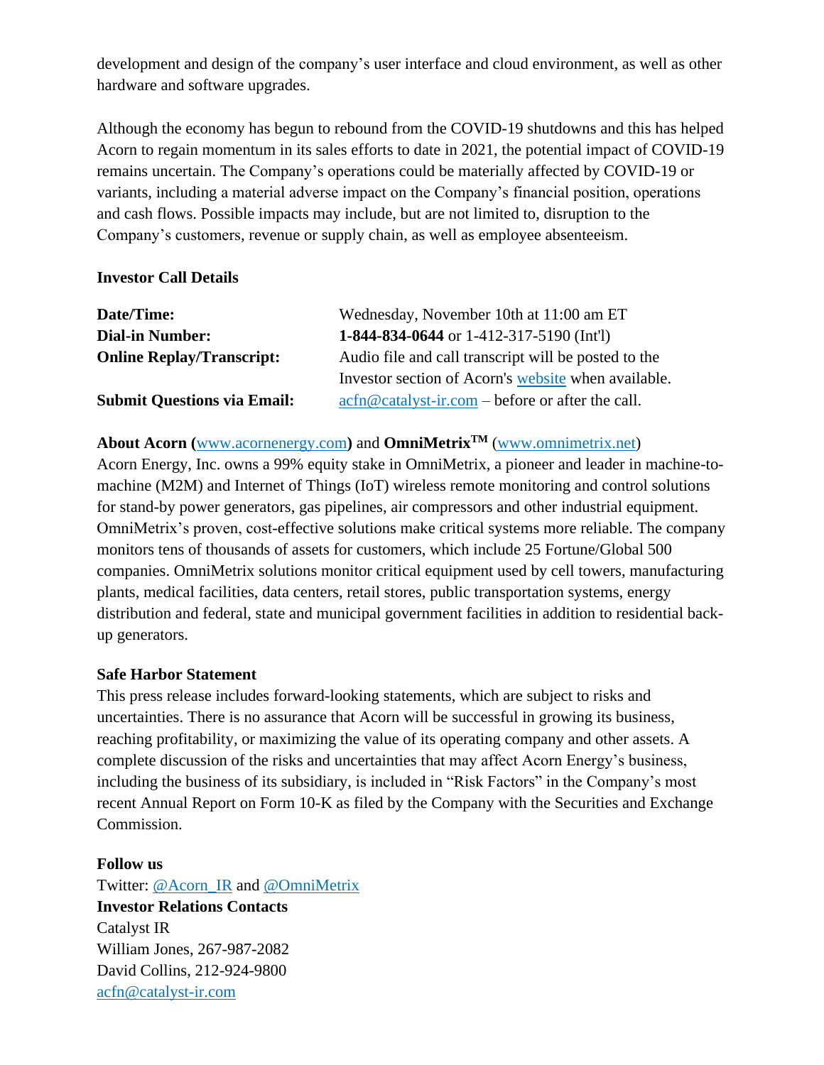development and design of the company's user interface and cloud environment, as well as other hardware and software upgrades.

Although the economy has begun to rebound from the COVID-19 shutdowns and this has helped Acorn to regain momentum in its sales efforts to date in 2021, the potential impact of COVID-19 remains uncertain. The Company's operations could be materially affected by COVID-19 or variants, including a material adverse impact on the Company's financial position, operations and cash flows. Possible impacts may include, but are not limited to, disruption to the Company's customers, revenue or supply chain, as well as employee absenteeism.

**Investor Call Details**

| | |
|---|---|
| **Date/Time:** | Wednesday, November 10th at 11:00 am ET |
| **Dial-in Number:** | **1-844-834-0644** or 1-412-317-5190 (Int'l) |
| **Online Replay/Transcript:** | Audio file and call transcript will be posted to the Investor section of Acorn's website when available. |
| **Submit Questions via Email:** | acfn@catalyst-ir.com – before or after the call. |

**About Acorn (**www.acornenergy.com**)** and **OmniMetrix™** (www.omnimetrix.net)
Acorn Energy, Inc. owns a 99% equity stake in OmniMetrix, a pioneer and leader in machine-to-machine (M2M) and Internet of Things (IoT) wireless remote monitoring and control solutions for stand-by power generators, gas pipelines, air compressors and other industrial equipment. OmniMetrix's proven, cost-effective solutions make critical systems more reliable. The company monitors tens of thousands of assets for customers, which include 25 Fortune/Global 500 companies. OmniMetrix solutions monitor critical equipment used by cell towers, manufacturing plants, medical facilities, data centers, retail stores, public transportation systems, energy distribution and federal, state and municipal government facilities in addition to residential back-up generators.

**Safe Harbor Statement**
This press release includes forward-looking statements, which are subject to risks and uncertainties. There is no assurance that Acorn will be successful in growing its business, reaching profitability, or maximizing the value of its operating company and other assets. A complete discussion of the risks and uncertainties that may affect Acorn Energy's business, including the business of its subsidiary, is included in "Risk Factors" in the Company's most recent Annual Report on Form 10-K as filed by the Company with the Securities and Exchange Commission.

**Follow us**
Twitter: @Acorn_IR and @OmniMetrix
**Investor Relations Contacts**
Catalyst IR
William Jones, 267-987-2082
David Collins, 212-924-9800
acfn@catalyst-ir.com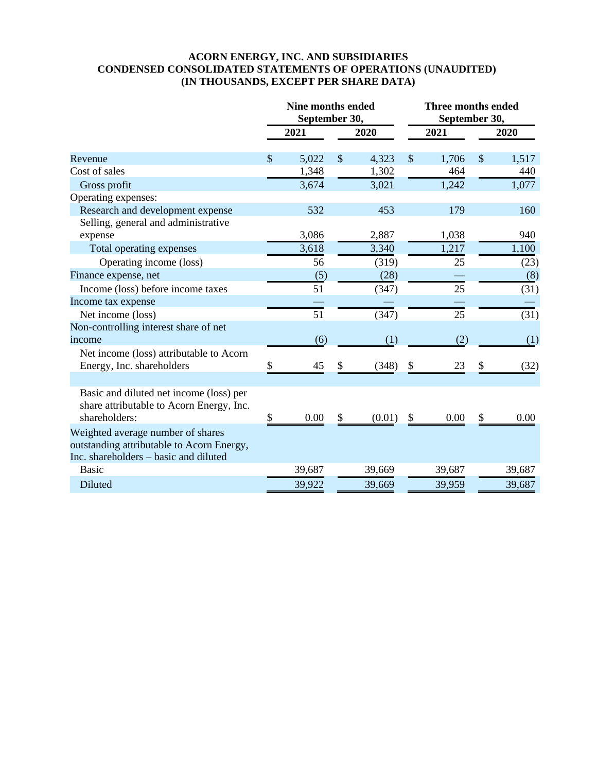**ACORN ENERGY, INC. AND SUBSIDIARIES**
**CONDENSED CONSOLIDATED STATEMENTS OF OPERATIONS (UNAUDITED)**
**(IN THOUSANDS, EXCEPT PER SHARE DATA)**

| | Nine months ended September 30, | | Three months ended September 30, | |
|---|---|---|---|---|
| | 2021 | 2020 | 2021 | 2020 |
| Revenue | $ 5,022 | $ 4,323 | $ 1,706 | $ 1,517 |
| Cost of sales | 1,348 | 1,302 | 464 | 440 |
| Gross profit | 3,674 | 3,021 | 1,242 | 1,077 |
| Operating expenses: | | | | |
| Research and development expense | 532 | 453 | 179 | 160 |
| Selling, general and administrative expense | 3,086 | 2,887 | 1,038 | 940 |
| Total operating expenses | 3,618 | 3,340 | 1,217 | 1,100 |
| Operating income (loss) | 56 | (319) | 25 | (23) |
| Finance expense, net | (5) | (28) | — | (8) |
| Income (loss) before income taxes | 51 | (347) | 25 | (31) |
| Income tax expense | — | — | — | — |
| Net income (loss) | 51 | (347) | 25 | (31) |
| Non-controlling interest share of net income | (6) | (1) | (2) | (1) |
| Net income (loss) attributable to Acorn Energy, Inc. shareholders | $ 45 | $ (348) | $ 23 | $ (32) |
| | | | | |
| Basic and diluted net income (loss) per share attributable to Acorn Energy, Inc. shareholders: | $ 0.00 | $ (0.01) | $ 0.00 | $ 0.00 |
| Weighted average number of shares outstanding attributable to Acorn Energy, Inc. shareholders – basic and diluted | | | | |
| Basic | 39,687 | 39,669 | 39,687 | 39,687 |
| Diluted | 39,922 | 39,669 | 39,959 | 39,687 |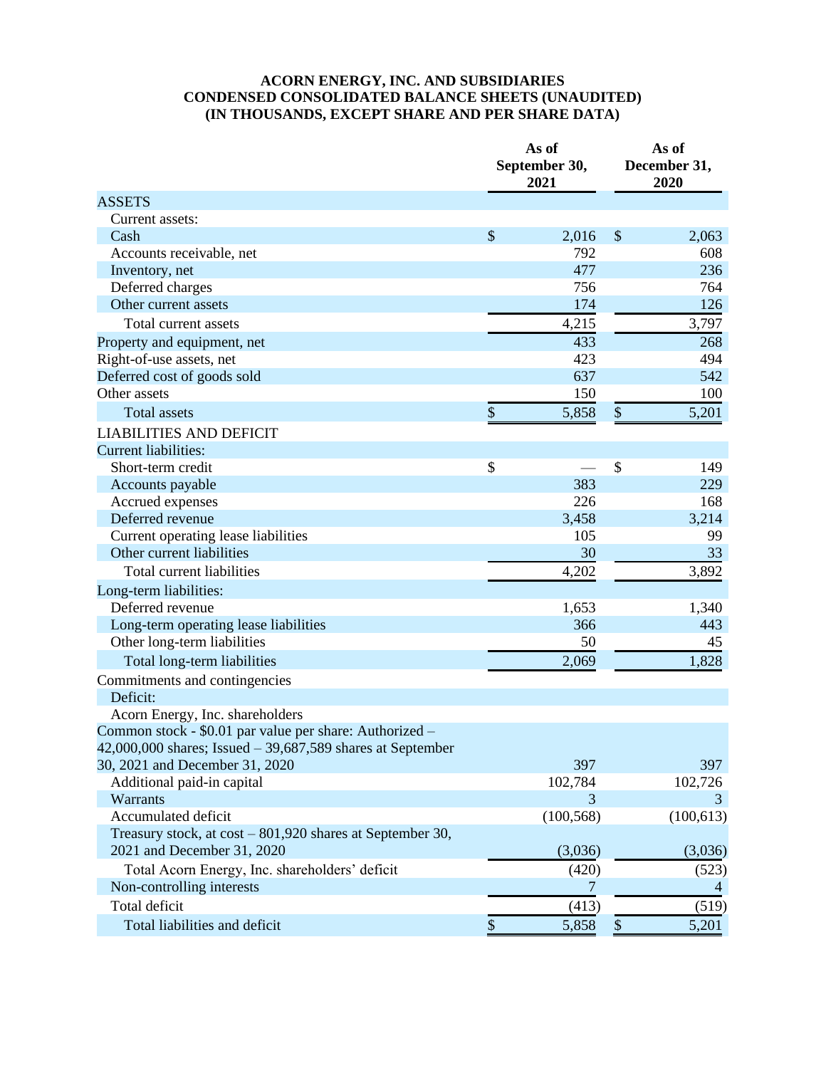**ACORN ENERGY, INC. AND SUBSIDIARIES**
**CONDENSED CONSOLIDATED BALANCE SHEETS (UNAUDITED)**
**(IN THOUSANDS, EXCEPT SHARE AND PER SHARE DATA)**

| | As of September 30, 2021 | As of December 31, 2020 |
|---|---|---|
| ASSETS | | |
| Current assets: | | |
| Cash | $ 2,016 | $ 2,063 |
| Accounts receivable, net | 792 | 608 |
| Inventory, net | 477 | 236 |
| Deferred charges | 756 | 764 |
| Other current assets | 174 | 126 |
| Total current assets | 4,215 | 3,797 |
| Property and equipment, net | 433 | 268 |
| Right-of-use assets, net | 423 | 494 |
| Deferred cost of goods sold | 637 | 542 |
| Other assets | 150 | 100 |
| Total assets | $ 5,858 | $ 5,201 |
| LIABILITIES AND DEFICIT | | |
| Current liabilities: | | |
| Short-term credit | $ — | $ 149 |
| Accounts payable | 383 | 229 |
| Accrued expenses | 226 | 168 |
| Deferred revenue | 3,458 | 3,214 |
| Current operating lease liabilities | 105 | 99 |
| Other current liabilities | 30 | 33 |
| Total current liabilities | 4,202 | 3,892 |
| Long-term liabilities: | | |
| Deferred revenue | 1,653 | 1,340 |
| Long-term operating lease liabilities | 366 | 443 |
| Other long-term liabilities | 50 | 45 |
| Total long-term liabilities | 2,069 | 1,828 |
| Commitments and contingencies | | |
| Deficit: | | |
| Acorn Energy, Inc. shareholders | | |
| Common stock - $0.01 par value per share: Authorized – 42,000,000 shares; Issued – 39,687,589 shares at September 30, 2021 and December 31, 2020 | 397 | 397 |
| Additional paid-in capital | 102,784 | 102,726 |
| Warrants | 3 | 3 |
| Accumulated deficit | (100,568) | (100,613) |
| Treasury stock, at cost – 801,920 shares at September 30, 2021 and December 31, 2020 | (3,036) | (3,036) |
| Total Acorn Energy, Inc. shareholders' deficit | (420) | (523) |
| Non-controlling interests | 7 | 4 |
| Total deficit | (413) | (519) |
| Total liabilities and deficit | $ 5,858 | $ 5,201 |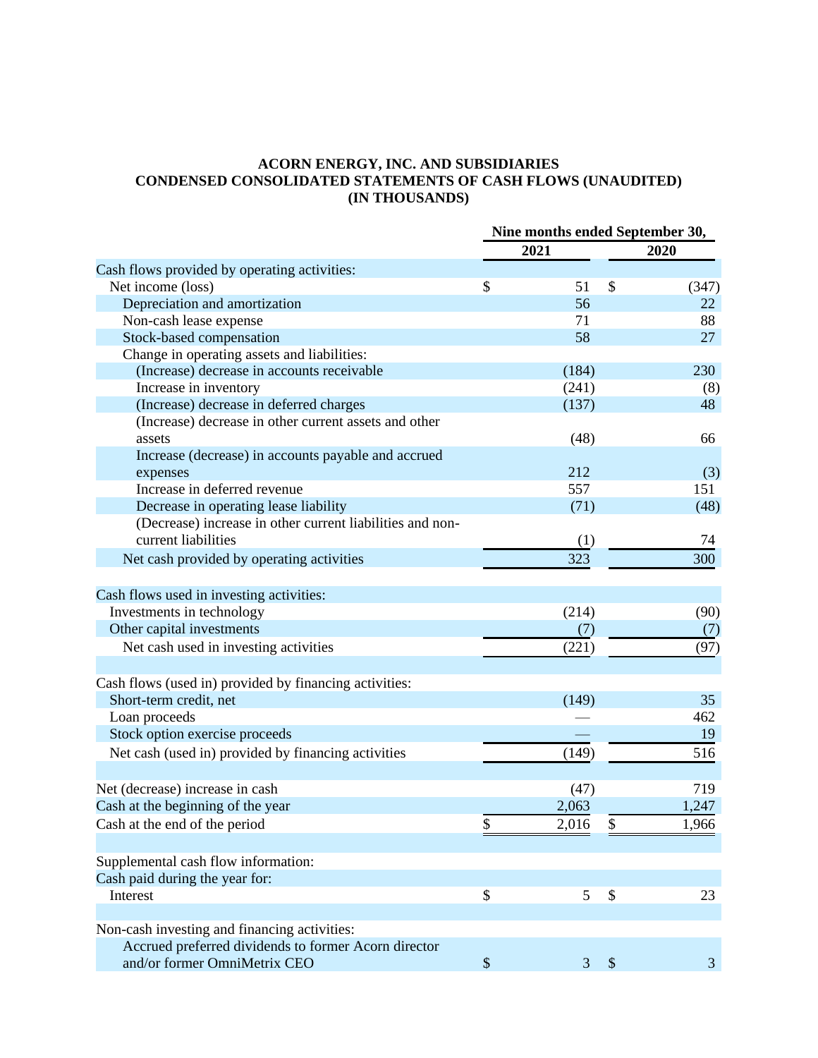**ACORN ENERGY, INC. AND SUBSIDIARIES**
**CONDENSED CONSOLIDATED STATEMENTS OF CASH FLOWS (UNAUDITED)**
**(IN THOUSANDS)**

| | Nine months ended September 30, | |
|---|---|---|
| | **2021** | **2020** |
| Cash flows provided by operating activities: | | |
| Net income (loss) | $ 51 | $ (347) |
| Depreciation and amortization | 56 | 22 |
| Non-cash lease expense | 71 | 88 |
| Stock-based compensation | 58 | 27 |
| Change in operating assets and liabilities: | | |
| (Increase) decrease in accounts receivable | (184) | 230 |
| Increase in inventory | (241) | (8) |
| (Increase) decrease in deferred charges | (137) | 48 |
| (Increase) decrease in other current assets and other assets | (48) | 66 |
| Increase (decrease) in accounts payable and accrued expenses | 212 | (3) |
| Increase in deferred revenue | 557 | 151 |
| Decrease in operating lease liability | (71) | (48) |
| (Decrease) increase in other current liabilities and non-current liabilities | (1) | 74 |
| Net cash provided by operating activities | 323 | 300 |
| | | |
| Cash flows used in investing activities: | | |
| Investments in technology | (214) | (90) |
| Other capital investments | (7) | (7) |
| Net cash used in investing activities | (221) | (97) |
| | | |
| Cash flows (used in) provided by financing activities: | | |
| Short-term credit, net | (149) | 35 |
| Loan proceeds | — | 462 |
| Stock option exercise proceeds | — | 19 |
| Net cash (used in) provided by financing activities | (149) | 516 |
| | | |
| Net (decrease) increase in cash | (47) | 719 |
| Cash at the beginning of the year | 2,063 | 1,247 |
| Cash at the end of the period | $ 2,016 | $ 1,966 |
| | | |
| Supplemental cash flow information: | | |
| Cash paid during the year for: | | |
| Interest | $ 5 | $ 23 |
| | | |
| Non-cash investing and financing activities: | | |
| Accrued preferred dividends to former Acorn director and/or former OmniMetrix CEO | $ 3 | $ 3 |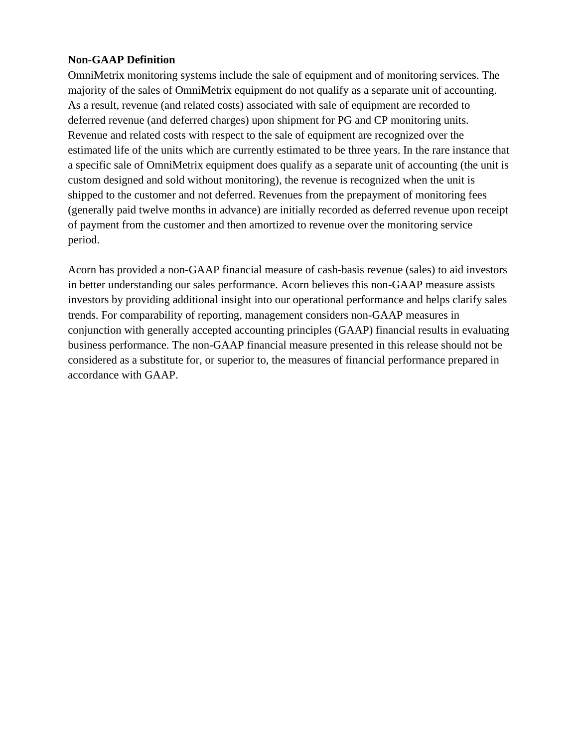**Non-GAAP Definition**

OmniMetrix monitoring systems include the sale of equipment and of monitoring services. The majority of the sales of OmniMetrix equipment do not qualify as a separate unit of accounting. As a result, revenue (and related costs) associated with sale of equipment are recorded to deferred revenue (and deferred charges) upon shipment for PG and CP monitoring units. Revenue and related costs with respect to the sale of equipment are recognized over the estimated life of the units which are currently estimated to be three years. In the rare instance that a specific sale of OmniMetrix equipment does qualify as a separate unit of accounting (the unit is custom designed and sold without monitoring), the revenue is recognized when the unit is shipped to the customer and not deferred. Revenues from the prepayment of monitoring fees (generally paid twelve months in advance) are initially recorded as deferred revenue upon receipt of payment from the customer and then amortized to revenue over the monitoring service period.

Acorn has provided a non-GAAP financial measure of cash-basis revenue (sales) to aid investors in better understanding our sales performance. Acorn believes this non-GAAP measure assists investors by providing additional insight into our operational performance and helps clarify sales trends. For comparability of reporting, management considers non-GAAP measures in conjunction with generally accepted accounting principles (GAAP) financial results in evaluating business performance. The non-GAAP financial measure presented in this release should not be considered as a substitute for, or superior to, the measures of financial performance prepared in accordance with GAAP.